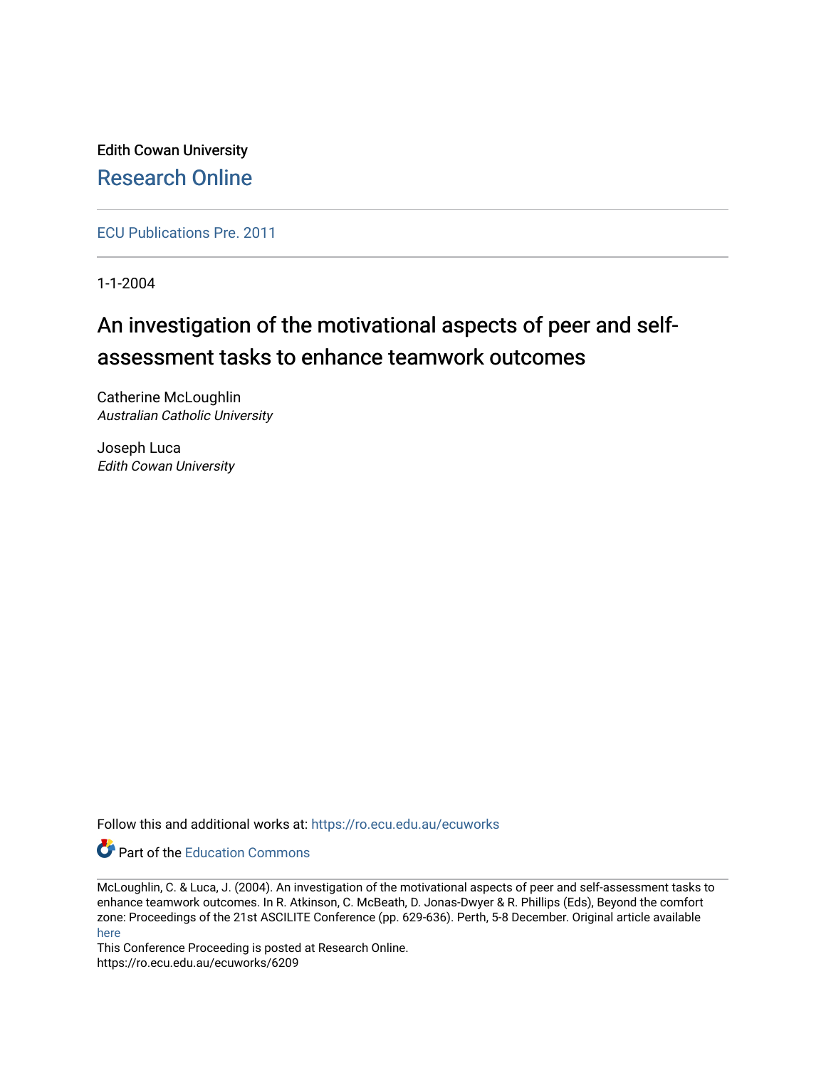Edith Cowan University

Research Online

ECU Publications Pre. 2011

1-1-2004

# An investigation of the motivational aspects of peer and self-assessment tasks to enhance teamwork outcomes

Catherine McLoughlin
*Australian Catholic University*

Joseph Luca
*Edith Cowan University*

Follow this and additional works at: https://ro.ecu.edu.au/ecuworks

Part of the Education Commons

McLoughlin, C. & Luca, J. (2004). An investigation of the motivational aspects of peer and self-assessment tasks to enhance teamwork outcomes. In R. Atkinson, C. McBeath, D. Jonas-Dwyer & R. Phillips (Eds), Beyond the comfort zone: Proceedings of the 21st ASCILITE Conference (pp. 629-636). Perth, 5-8 December. Original article available here

This Conference Proceeding is posted at Research Online.
https://ro.ecu.edu.au/ecuworks/6209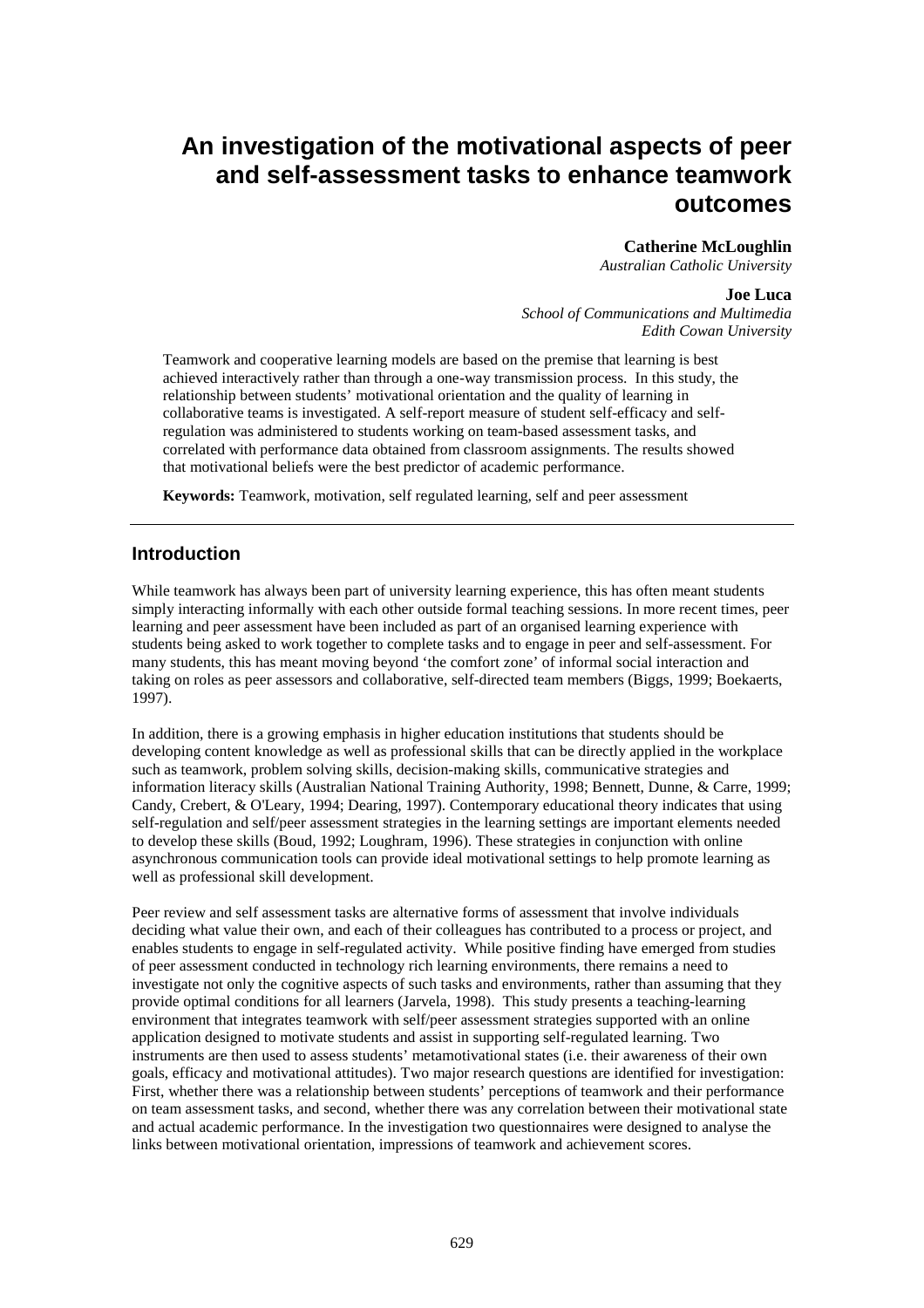# An investigation of the motivational aspects of peer and self-assessment tasks to enhance teamwork outcomes

**Catherine McLoughlin**
*Australian Catholic University*

**Joe Luca**
*School of Communications and Multimedia*
*Edith Cowan University*

Teamwork and cooperative learning models are based on the premise that learning is best achieved interactively rather than through a one-way transmission process. In this study, the relationship between students' motivational orientation and the quality of learning in collaborative teams is investigated. A self-report measure of student self-efficacy and self-regulation was administered to students working on team-based assessment tasks, and correlated with performance data obtained from classroom assignments. The results showed that motivational beliefs were the best predictor of academic performance.

**Keywords:** Teamwork, motivation, self regulated learning, self and peer assessment

## Introduction

While teamwork has always been part of university learning experience, this has often meant students simply interacting informally with each other outside formal teaching sessions. In more recent times, peer learning and peer assessment have been included as part of an organised learning experience with students being asked to work together to complete tasks and to engage in peer and self-assessment. For many students, this has meant moving beyond 'the comfort zone' of informal social interaction and taking on roles as peer assessors and collaborative, self-directed team members (Biggs, 1999; Boekaerts, 1997).

In addition, there is a growing emphasis in higher education institutions that students should be developing content knowledge as well as professional skills that can be directly applied in the workplace such as teamwork, problem solving skills, decision-making skills, communicative strategies and information literacy skills (Australian National Training Authority, 1998; Bennett, Dunne, & Carre, 1999; Candy, Crebert, & O'Leary, 1994; Dearing, 1997). Contemporary educational theory indicates that using self-regulation and self/peer assessment strategies in the learning settings are important elements needed to develop these skills (Boud, 1992; Loughram, 1996). These strategies in conjunction with online asynchronous communication tools can provide ideal motivational settings to help promote learning as well as professional skill development.

Peer review and self assessment tasks are alternative forms of assessment that involve individuals deciding what value their own, and each of their colleagues has contributed to a process or project, and enables students to engage in self-regulated activity. While positive finding have emerged from studies of peer assessment conducted in technology rich learning environments, there remains a need to investigate not only the cognitive aspects of such tasks and environments, rather than assuming that they provide optimal conditions for all learners (Jarvela, 1998). This study presents a teaching-learning environment that integrates teamwork with self/peer assessment strategies supported with an online application designed to motivate students and assist in supporting self-regulated learning. Two instruments are then used to assess students' metamotivational states (i.e. their awareness of their own goals, efficacy and motivational attitudes). Two major research questions are identified for investigation: First, whether there was a relationship between students' perceptions of teamwork and their performance on team assessment tasks, and second, whether there was any correlation between their motivational state and actual academic performance. In the investigation two questionnaires were designed to analyse the links between motivational orientation, impressions of teamwork and achievement scores.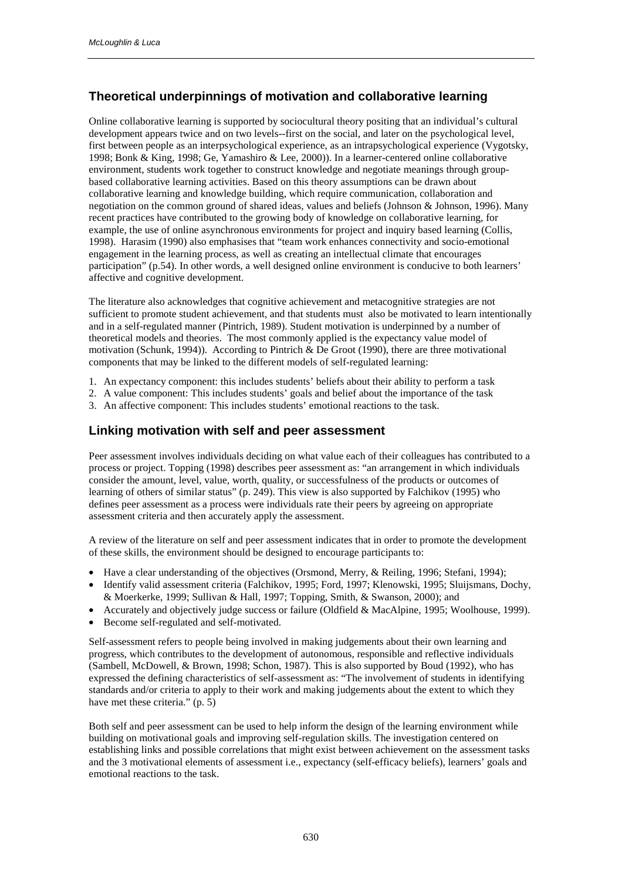## Theoretical underpinnings of motivation and collaborative learning

Online collaborative learning is supported by sociocultural theory positing that an individual's cultural development appears twice and on two levels--first on the social, and later on the psychological level, first between people as an interpsychological experience, as an intrapsychological experience (Vygotsky, 1998; Bonk & King, 1998; Ge, Yamashiro & Lee, 2000)). In a learner-centered online collaborative environment, students work together to construct knowledge and negotiate meanings through group-based collaborative learning activities. Based on this theory assumptions can be drawn about collaborative learning and knowledge building, which require communication, collaboration and negotiation on the common ground of shared ideas, values and beliefs (Johnson & Johnson, 1996). Many recent practices have contributed to the growing body of knowledge on collaborative learning, for example, the use of online asynchronous environments for project and inquiry based learning (Collis, 1998). Harasim (1990) also emphasises that "team work enhances connectivity and socio-emotional engagement in the learning process, as well as creating an intellectual climate that encourages participation" (p.54). In other words, a well designed online environment is conducive to both learners' affective and cognitive development.

The literature also acknowledges that cognitive achievement and metacognitive strategies are not sufficient to promote student achievement, and that students must also be motivated to learn intentionally and in a self-regulated manner (Pintrich, 1989). Student motivation is underpinned by a number of theoretical models and theories. The most commonly applied is the expectancy value model of motivation (Schunk, 1994)). According to Pintrich & De Groot (1990), there are three motivational components that may be linked to the different models of self-regulated learning:

1. An expectancy component: this includes students' beliefs about their ability to perform a task
2. A value component: This includes students' goals and belief about the importance of the task
3. An affective component: This includes students' emotional reactions to the task.

## Linking motivation with self and peer assessment

Peer assessment involves individuals deciding on what value each of their colleagues has contributed to a process or project. Topping (1998) describes peer assessment as: "an arrangement in which individuals consider the amount, level, value, worth, quality, or successfulness of the products or outcomes of learning of others of similar status" (p. 249). This view is also supported by Falchikov (1995) who defines peer assessment as a process were individuals rate their peers by agreeing on appropriate assessment criteria and then accurately apply the assessment.

A review of the literature on self and peer assessment indicates that in order to promote the development of these skills, the environment should be designed to encourage participants to:

- Have a clear understanding of the objectives (Orsmond, Merry, & Reiling, 1996; Stefani, 1994);
- Identify valid assessment criteria (Falchikov, 1995; Ford, 1997; Klenowski, 1995; Sluijsmans, Dochy, & Moerkerke, 1999; Sullivan & Hall, 1997; Topping, Smith, & Swanson, 2000); and
- Accurately and objectively judge success or failure (Oldfield & MacAlpine, 1995; Woolhouse, 1999).
- Become self-regulated and self-motivated.

Self-assessment refers to people being involved in making judgements about their own learning and progress, which contributes to the development of autonomous, responsible and reflective individuals (Sambell, McDowell, & Brown, 1998; Schon, 1987). This is also supported by Boud (1992), who has expressed the defining characteristics of self-assessment as: "The involvement of students in identifying standards and/or criteria to apply to their work and making judgements about the extent to which they have met these criteria." (p. 5)

Both self and peer assessment can be used to help inform the design of the learning environment while building on motivational goals and improving self-regulation skills. The investigation centered on establishing links and possible correlations that might exist between achievement on the assessment tasks and the 3 motivational elements of assessment i.e., expectancy (self-efficacy beliefs), learners' goals and emotional reactions to the task.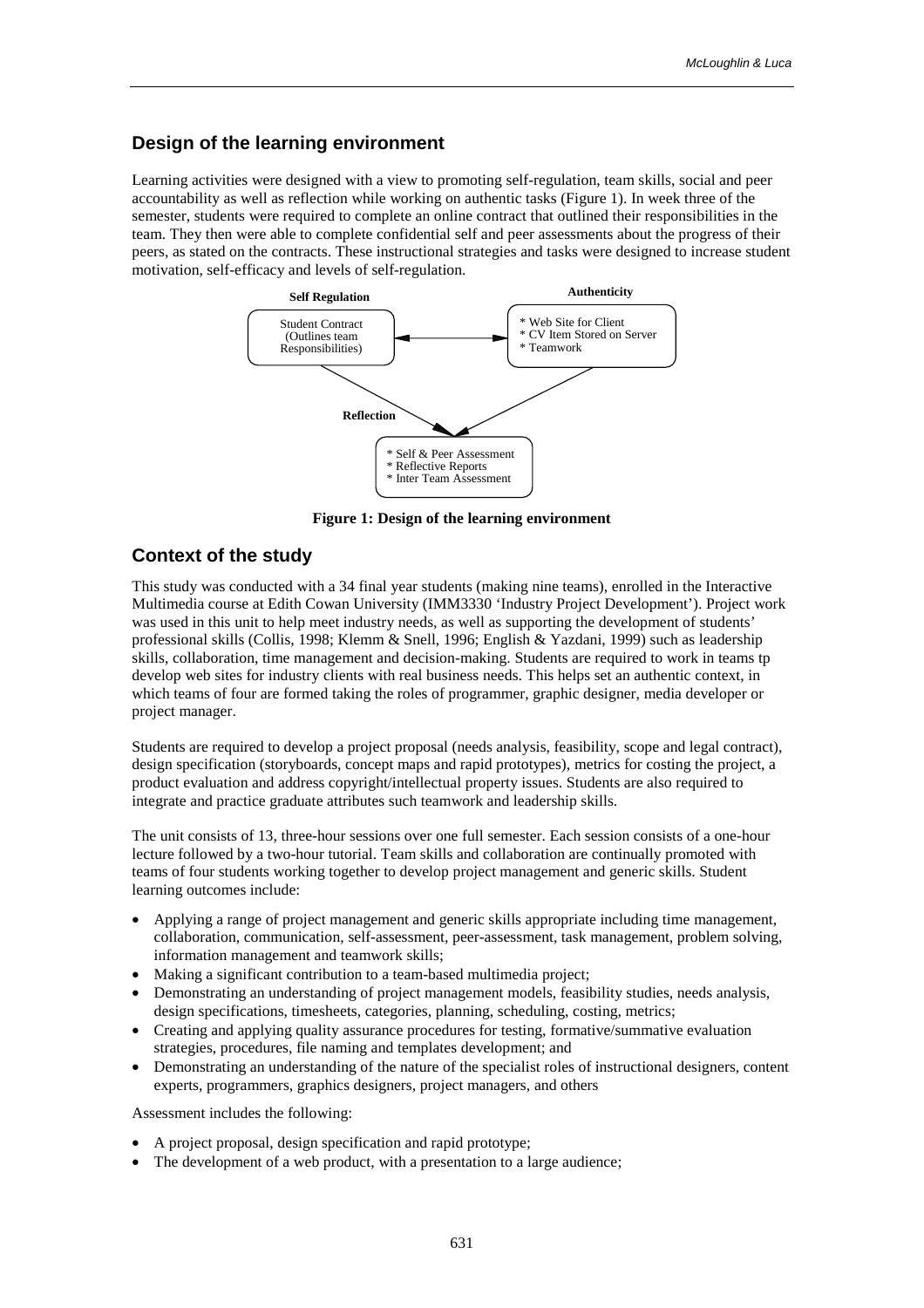## Design of the learning environment

Learning activities were designed with a view to promoting self-regulation, team skills, social and peer accountability as well as reflection while working on authentic tasks (Figure 1). In week three of the semester, students were required to complete an online contract that outlined their responsibilities in the team. They then were able to complete confidential self and peer assessments about the progress of their peers, as stated on the contracts. These instructional strategies and tasks were designed to increase student motivation, self-efficacy and levels of self-regulation.

**Self Regulation**

Student Contract (Outlines team Responsibilities)

**Authenticity**

* Web Site for Client
* CV Item Stored on Server
* Teamwork

**Reflection**

* Self & Peer Assessment
* Reflective Reports
* Inter Team Assessment

**Figure 1: Design of the learning environment**

## Context of the study

This study was conducted with a 34 final year students (making nine teams), enrolled in the Interactive Multimedia course at Edith Cowan University (IMM3330 'Industry Project Development'). Project work was used in this unit to help meet industry needs, as well as supporting the development of students' professional skills (Collis, 1998; Klemm & Snell, 1996; English & Yazdani, 1999) such as leadership skills, collaboration, time management and decision-making. Students are required to work in teams tp develop web sites for industry clients with real business needs. This helps set an authentic context, in which teams of four are formed taking the roles of programmer, graphic designer, media developer or project manager.

Students are required to develop a project proposal (needs analysis, feasibility, scope and legal contract), design specification (storyboards, concept maps and rapid prototypes), metrics for costing the project, a product evaluation and address copyright/intellectual property issues. Students are also required to integrate and practice graduate attributes such teamwork and leadership skills.

The unit consists of 13, three-hour sessions over one full semester. Each session consists of a one-hour lecture followed by a two-hour tutorial. Team skills and collaboration are continually promoted with teams of four students working together to develop project management and generic skills. Student learning outcomes include:

- Applying a range of project management and generic skills appropriate including time management, collaboration, communication, self-assessment, peer-assessment, task management, problem solving, information management and teamwork skills;
- Making a significant contribution to a team-based multimedia project;
- Demonstrating an understanding of project management models, feasibility studies, needs analysis, design specifications, timesheets, categories, planning, scheduling, costing, metrics;
- Creating and applying quality assurance procedures for testing, formative/summative evaluation strategies, procedures, file naming and templates development; and
- Demonstrating an understanding of the nature of the specialist roles of instructional designers, content experts, programmers, graphics designers, project managers, and others

Assessment includes the following:

- A project proposal, design specification and rapid prototype;
- The development of a web product, with a presentation to a large audience;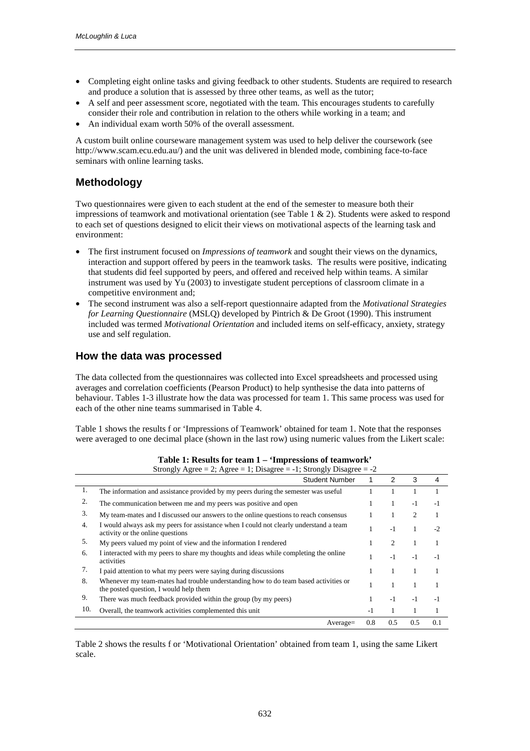- Completing eight online tasks and giving feedback to other students. Students are required to research and produce a solution that is assessed by three other teams, as well as the tutor;
- A self and peer assessment score, negotiated with the team. This encourages students to carefully consider their role and contribution in relation to the others while working in a team; and
- An individual exam worth 50% of the overall assessment.

A custom built online courseware management system was used to help deliver the coursework (see http://www.scam.ecu.edu.au/) and the unit was delivered in blended mode, combining face-to-face seminars with online learning tasks.

## Methodology

Two questionnaires were given to each student at the end of the semester to measure both their impressions of teamwork and motivational orientation (see Table 1 & 2). Students were asked to respond to each set of questions designed to elicit their views on motivational aspects of the learning task and environment:

- The first instrument focused on *Impressions of teamwork* and sought their views on the dynamics, interaction and support offered by peers in the teamwork tasks. The results were positive, indicating that students did feel supported by peers, and offered and received help within teams. A similar instrument was used by Yu (2003) to investigate student perceptions of classroom climate in a competitive environment and;
- The second instrument was also a self-report questionnaire adapted from the *Motivational Strategies for Learning Questionnaire* (MSLQ) developed by Pintrich & De Groot (1990). This instrument included was termed *Motivational Orientation* and included items on self-efficacy, anxiety, strategy use and self regulation.

## How the data was processed

The data collected from the questionnaires was collected into Excel spreadsheets and processed using averages and correlation coefficients (Pearson Product) to help synthesise the data into patterns of behaviour. Tables 1-3 illustrate how the data was processed for team 1. This same process was used for each of the other nine teams summarised in Table 4.

Table 1 shows the results f or 'Impressions of Teamwork' obtained for team 1. Note that the responses were averaged to one decimal place (shown in the last row) using numeric values from the Likert scale:

**Table 1: Results for team 1 – 'Impressions of teamwork'**

Strongly Agree = 2; Agree = 1; Disagree = -1; Strongly Disagree = -2

| | Student Number | 1 | 2 | 3 | 4 |
|---|---|---|---|---|---|
| 1. | The information and assistance provided by my peers during the semester was useful | 1 | 1 | 1 | 1 |
| 2. | The communication between me and my peers was positive and open | 1 | 1 | -1 | -1 |
| 3. | My team-mates and I discussed our answers to the online questions to reach consensus | 1 | 1 | 2 | 1 |
| 4. | I would always ask my peers for assistance when I could not clearly understand a team activity or the online questions | 1 | -1 | 1 | -2 |
| 5. | My peers valued my point of view and the information I rendered | 1 | 2 | 1 | 1 |
| 6. | I interacted with my peers to share my thoughts and ideas while completing the online activities | 1 | -1 | -1 | -1 |
| 7. | I paid attention to what my peers were saying during discussions | 1 | 1 | 1 | 1 |
| 8. | Whenever my team-mates had trouble understanding how to do team based activities or the posted question, I would help them | 1 | 1 | 1 | 1 |
| 9. | There was much feedback provided within the group (by my peers) | 1 | -1 | -1 | -1 |
| 10. | Overall, the teamwork activities complemented this unit | -1 | 1 | 1 | 1 |
| | Average= | 0.8 | 0.5 | 0.5 | 0.1 |

Table 2 shows the results f or 'Motivational Orientation' obtained from team 1, using the same Likert scale.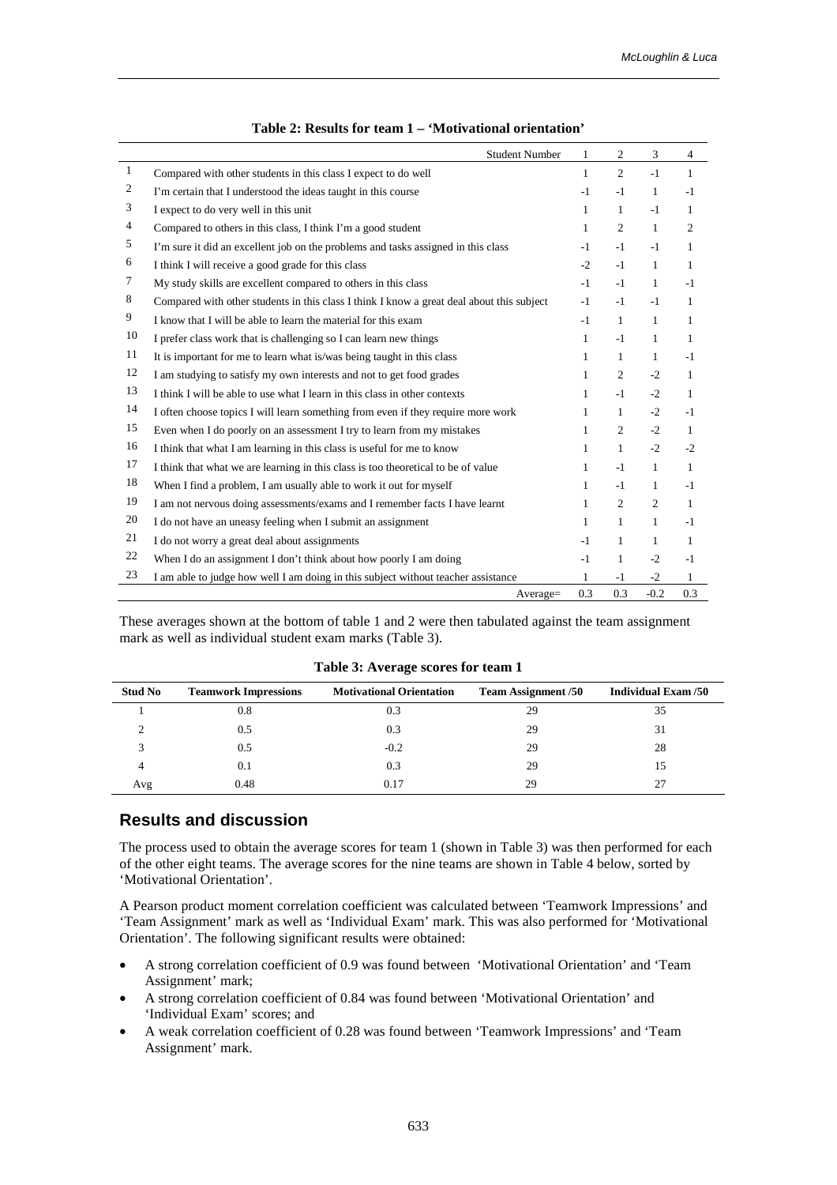**Table 2: Results for team 1 – 'Motivational orientation'**

| | Student Number | 1 | 2 | 3 | 4 |
|---|---|---|---|---|---|
| 1 | Compared with other students in this class I expect to do well | 1 | 2 | -1 | 1 |
| 2 | I'm certain that I understood the ideas taught in this course | -1 | -1 | 1 | -1 |
| 3 | I expect to do very well in this unit | 1 | 1 | -1 | 1 |
| 4 | Compared to others in this class, I think I'm a good student | 1 | 2 | 1 | 2 |
| 5 | I'm sure it did an excellent job on the problems and tasks assigned in this class | -1 | -1 | -1 | 1 |
| 6 | I think I will receive a good grade for this class | -2 | -1 | 1 | 1 |
| 7 | My study skills are excellent compared to others in this class | -1 | -1 | 1 | -1 |
| 8 | Compared with other students in this class I think I know a great deal about this subject | -1 | -1 | -1 | 1 |
| 9 | I know that I will be able to learn the material for this exam | -1 | 1 | 1 | 1 |
| 10 | I prefer class work that is challenging so I can learn new things | 1 | -1 | 1 | 1 |
| 11 | It is important for me to learn what is/was being taught in this class | 1 | 1 | 1 | -1 |
| 12 | I am studying to satisfy my own interests and not to get food grades | 1 | 2 | -2 | 1 |
| 13 | I think I will be able to use what I learn in this class in other contexts | 1 | -1 | -2 | 1 |
| 14 | I often choose topics I will learn something from even if they require more work | 1 | 1 | -2 | -1 |
| 15 | Even when I do poorly on an assessment I try to learn from my mistakes | 1 | 2 | -2 | 1 |
| 16 | I think that what I am learning in this class is useful for me to know | 1 | 1 | -2 | -2 |
| 17 | I think that what we are learning in this class is too theoretical to be of value | 1 | -1 | 1 | 1 |
| 18 | When I find a problem, I am usually able to work it out for myself | 1 | -1 | 1 | -1 |
| 19 | I am not nervous doing assessments/exams and I remember facts I have learnt | 1 | 2 | 2 | 1 |
| 20 | I do not have an uneasy feeling when I submit an assignment | 1 | 1 | 1 | -1 |
| 21 | I do not worry a great deal about assignments | -1 | 1 | 1 | 1 |
| 22 | When I do an assignment I don't think about how poorly I am doing | -1 | 1 | -2 | -1 |
| 23 | I am able to judge how well I am doing in this subject without teacher assistance | 1 | -1 | -2 | 1 |
| | Average= | 0.3 | 0.3 | -0.2 | 0.3 |

These averages shown at the bottom of table 1 and 2 were then tabulated against the team assignment mark as well as individual student exam marks (Table 3).

**Table 3: Average scores for team 1**

| Stud No | Teamwork Impressions | Motivational Orientation | Team Assignment /50 | Individual Exam /50 |
|---|---|---|---|---|
| 1 | 0.8 | 0.3 | 29 | 35 |
| 2 | 0.5 | 0.3 | 29 | 31 |
| 3 | 0.5 | -0.2 | 29 | 28 |
| 4 | 0.1 | 0.3 | 29 | 15 |
| Avg | 0.48 | 0.17 | 29 | 27 |

## Results and discussion

The process used to obtain the average scores for team 1 (shown in Table 3) was then performed for each of the other eight teams. The average scores for the nine teams are shown in Table 4 below, sorted by 'Motivational Orientation'.

A Pearson product moment correlation coefficient was calculated between 'Teamwork Impressions' and 'Team Assignment' mark as well as 'Individual Exam' mark. This was also performed for 'Motivational Orientation'. The following significant results were obtained:

- A strong correlation coefficient of 0.9 was found between 'Motivational Orientation' and 'Team Assignment' mark;
- A strong correlation coefficient of 0.84 was found between 'Motivational Orientation' and 'Individual Exam' scores; and
- A weak correlation coefficient of 0.28 was found between 'Teamwork Impressions' and 'Team Assignment' mark.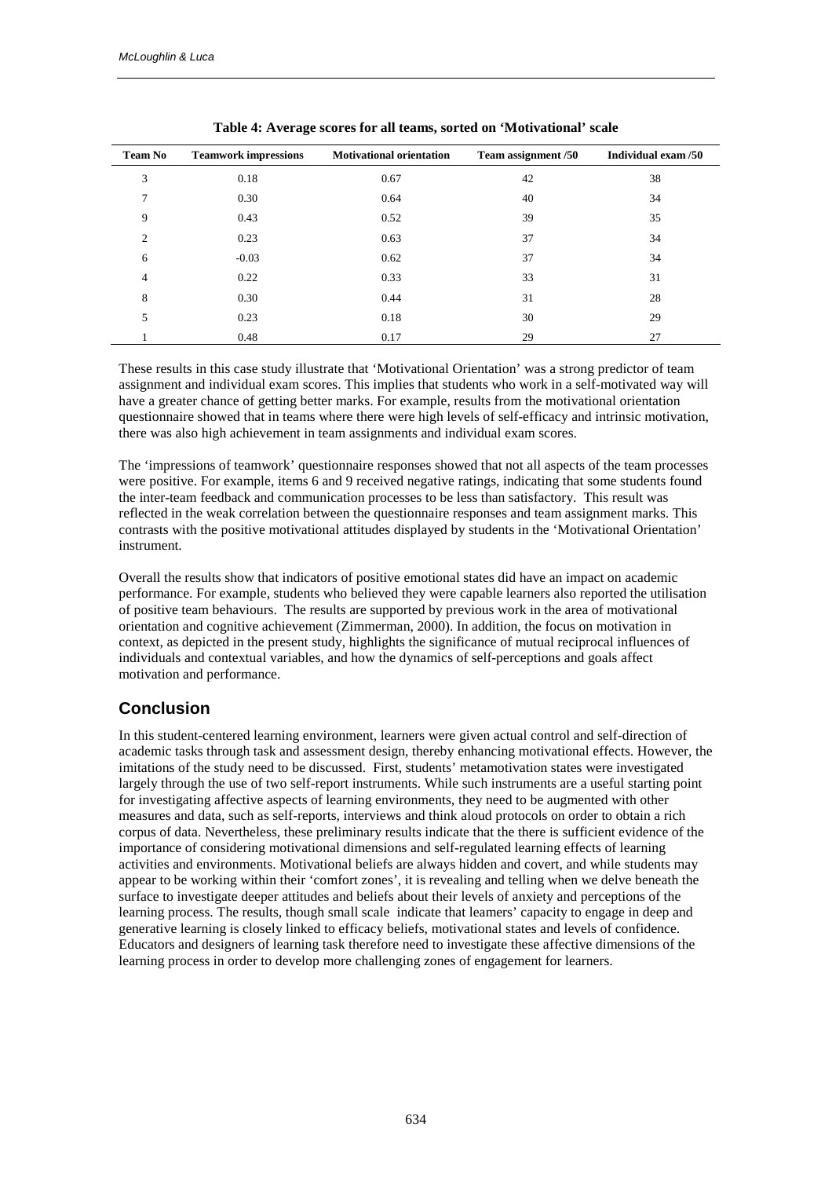**Table 4: Average scores for all teams, sorted on 'Motivational' scale**

| Team No | Teamwork impressions | Motivational orientation | Team assignment /50 | Individual exam /50 |
|---|---|---|---|---|
| 3 | 0.18 | 0.67 | 42 | 38 |
| 7 | 0.30 | 0.64 | 40 | 34 |
| 9 | 0.43 | 0.52 | 39 | 35 |
| 2 | 0.23 | 0.63 | 37 | 34 |
| 6 | -0.03 | 0.62 | 37 | 34 |
| 4 | 0.22 | 0.33 | 33 | 31 |
| 8 | 0.30 | 0.44 | 31 | 28 |
| 5 | 0.23 | 0.18 | 30 | 29 |
| 1 | 0.48 | 0.17 | 29 | 27 |

These results in this case study illustrate that 'Motivational Orientation' was a strong predictor of team assignment and individual exam scores. This implies that students who work in a self-motivated way will have a greater chance of getting better marks. For example, results from the motivational orientation questionnaire showed that in teams where there were high levels of self-efficacy and intrinsic motivation, there was also high achievement in team assignments and individual exam scores.

The 'impressions of teamwork' questionnaire responses showed that not all aspects of the team processes were positive. For example, items 6 and 9 received negative ratings, indicating that some students found the inter-team feedback and communication processes to be less than satisfactory. This result was reflected in the weak correlation between the questionnaire responses and team assignment marks. This contrasts with the positive motivational attitudes displayed by students in the 'Motivational Orientation' instrument.

Overall the results show that indicators of positive emotional states did have an impact on academic performance. For example, students who believed they were capable learners also reported the utilisation of positive team behaviours. The results are supported by previous work in the area of motivational orientation and cognitive achievement (Zimmerman, 2000). In addition, the focus on motivation in context, as depicted in the present study, highlights the significance of mutual reciprocal influences of individuals and contextual variables, and how the dynamics of self-perceptions and goals affect motivation and performance.

## Conclusion

In this student-centered learning environment, learners were given actual control and self-direction of academic tasks through task and assessment design, thereby enhancing motivational effects. However, the imitations of the study need to be discussed. First, students' metamotivation states were investigated largely through the use of two self-report instruments. While such instruments are a useful starting point for investigating affective aspects of learning environments, they need to be augmented with other measures and data, such as self-reports, interviews and think aloud protocols on order to obtain a rich corpus of data. Nevertheless, these preliminary results indicate that the there is sufficient evidence of the importance of considering motivational dimensions and self-regulated learning effects of learning activities and environments. Motivational beliefs are always hidden and covert, and while students may appear to be working within their 'comfort zones', it is revealing and telling when we delve beneath the surface to investigate deeper attitudes and beliefs about their levels of anxiety and perceptions of the learning process. The results, though small scale indicate that leamers' capacity to engage in deep and generative learning is closely linked to efficacy beliefs, motivational states and levels of confidence. Educators and designers of learning task therefore need to investigate these affective dimensions of the learning process in order to develop more challenging zones of engagement for learners.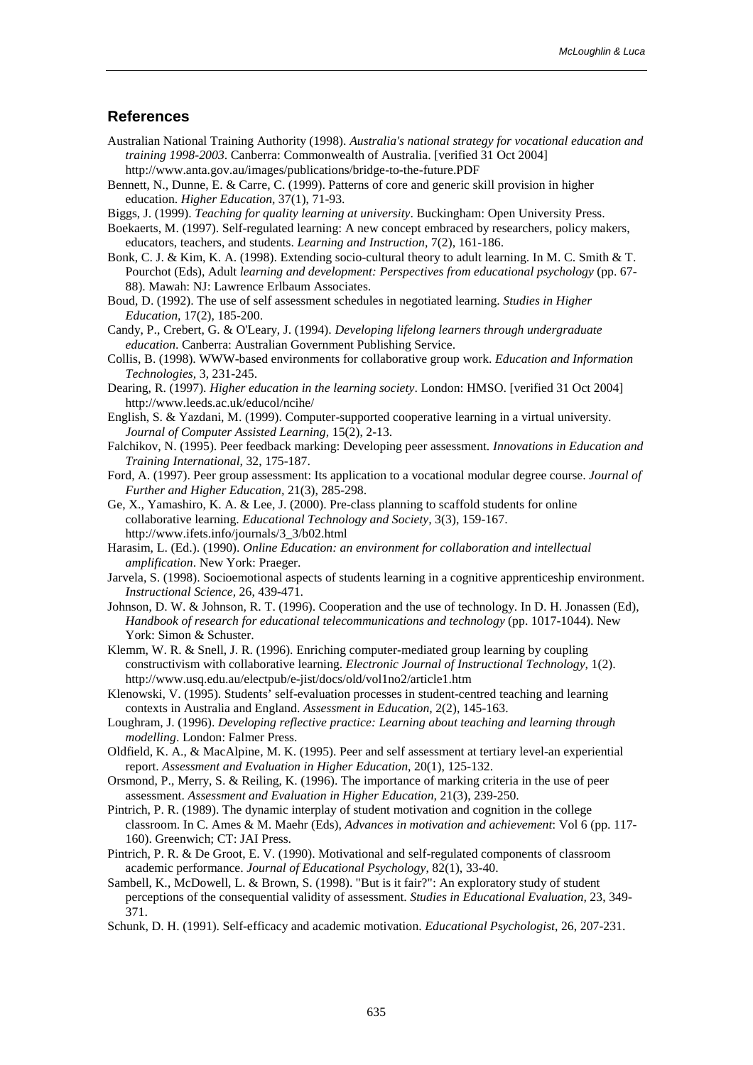## References

Australian National Training Authority (1998). *Australia's national strategy for vocational education and training 1998-2003*. Canberra: Commonwealth of Australia. [verified 31 Oct 2004] http://www.anta.gov.au/images/publications/bridge-to-the-future.PDF

Bennett, N., Dunne, E. & Carre, C. (1999). Patterns of core and generic skill provision in higher education. *Higher Education*, 37(1), 71-93.

Biggs, J. (1999). *Teaching for quality learning at university*. Buckingham: Open University Press.

Boekaerts, M. (1997). Self-regulated learning: A new concept embraced by researchers, policy makers, educators, teachers, and students. *Learning and Instruction,* 7(2), 161-186.

Bonk, C. J. & Kim, K. A. (1998). Extending socio-cultural theory to adult learning. In M. C. Smith & T. Pourchot (Eds), Adult *learning and development: Perspectives from educational psychology* (pp. 67-88). Mawah: NJ: Lawrence Erlbaum Associates.

Boud, D. (1992). The use of self assessment schedules in negotiated learning. *Studies in Higher Education,* 17(2), 185-200.

Candy, P., Crebert, G. & O'Leary, J. (1994). *Developing lifelong learners through undergraduate education*. Canberra: Australian Government Publishing Service.

Collis, B. (1998). WWW-based environments for collaborative group work. *Education and Information Technologies,* 3, 231-245.

Dearing, R. (1997). *Higher education in the learning society*. London: HMSO. [verified 31 Oct 2004] http://www.leeds.ac.uk/educol/ncihe/

English, S. & Yazdani, M. (1999). Computer-supported cooperative learning in a virtual university. *Journal of Computer Assisted Learning*, 15(2), 2-13.

Falchikov, N. (1995). Peer feedback marking: Developing peer assessment. *Innovations in Education and Training International,* 32, 175-187.

Ford, A. (1997). Peer group assessment: Its application to a vocational modular degree course. *Journal of Further and Higher Education,* 21(3), 285-298.

Ge, X., Yamashiro, K. A. & Lee, J. (2000). Pre-class planning to scaffold students for online collaborative learning. *Educational Technology and Society,* 3(3), 159-167. http://www.ifets.info/journals/3_3/b02.html

Harasim, L. (Ed.). (1990). *Online Education: an environment for collaboration and intellectual amplification*. New York: Praeger.

Jarvela, S. (1998). Socioemotional aspects of students learning in a cognitive apprenticeship environment. *Instructional Science,* 26, 439-471.

Johnson, D. W. & Johnson, R. T. (1996). Cooperation and the use of technology. In D. H. Jonassen (Ed), *Handbook of research for educational telecommunications and technology* (pp. 1017-1044). New York: Simon & Schuster.

Klemm, W. R. & Snell, J. R. (1996). Enriching computer-mediated group learning by coupling constructivism with collaborative learning. *Electronic Journal of Instructional Technology,* 1(2). http://www.usq.edu.au/electpub/e-jist/docs/old/vol1no2/article1.htm

Klenowski, V. (1995). Students' self-evaluation processes in student-centred teaching and learning contexts in Australia and England. *Assessment in Education,* 2(2), 145-163.

Loughram, J. (1996). *Developing reflective practice: Learning about teaching and learning through modelling*. London: Falmer Press.

Oldfield, K. A., & MacAlpine, M. K. (1995). Peer and self assessment at tertiary level-an experiential report. *Assessment and Evaluation in Higher Education,* 20(1), 125-132.

Orsmond, P., Merry, S. & Reiling, K. (1996). The importance of marking criteria in the use of peer assessment. *Assessment and Evaluation in Higher Education,* 21(3), 239-250.

Pintrich, P. R. (1989). The dynamic interplay of student motivation and cognition in the college classroom. In C. Ames & M. Maehr (Eds), *Advances in motivation and achievement*: Vol 6 (pp. 117-160). Greenwich; CT: JAI Press.

Pintrich, P. R. & De Groot, E. V. (1990). Motivational and self-regulated components of classroom academic performance. *Journal of Educational Psychology,* 82(1), 33-40.

Sambell, K., McDowell, L. & Brown, S. (1998). "But is it fair?": An exploratory study of student perceptions of the consequential validity of assessment. *Studies in Educational Evaluation,* 23, 349-371.

Schunk, D. H. (1991). Self-efficacy and academic motivation. *Educational Psychologist,* 26, 207-231.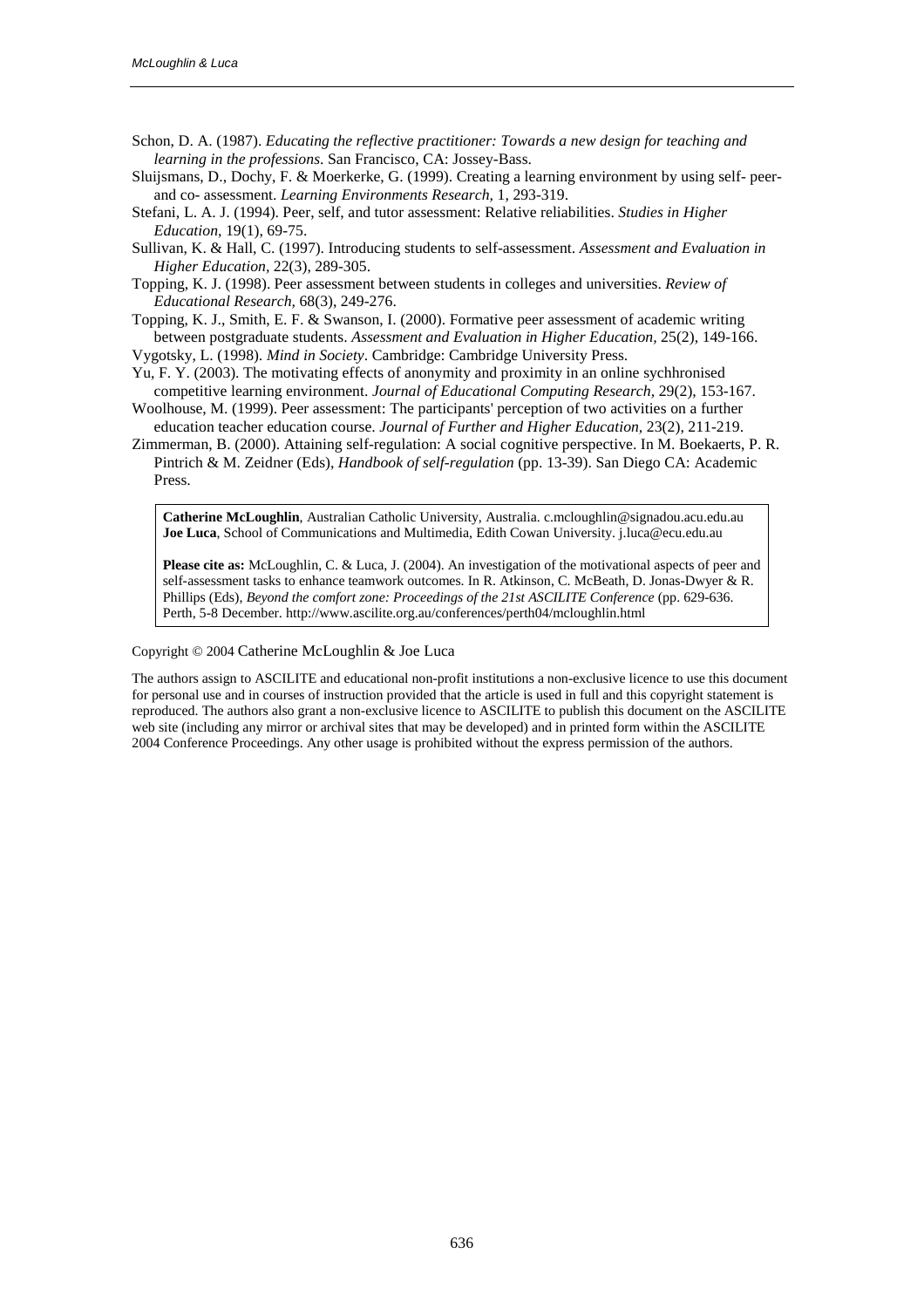Schon, D. A. (1987). *Educating the reflective practitioner: Towards a new design for teaching and learning in the professions*. San Francisco, CA: Jossey-Bass.

Sluijsmans, D., Dochy, F. & Moerkerke, G. (1999). Creating a learning environment by using self- peer- and co- assessment. *Learning Environments Research,* 1, 293-319.

Stefani, L. A. J. (1994). Peer, self, and tutor assessment: Relative reliabilities. *Studies in Higher Education,* 19(1), 69-75.

Sullivan, K. & Hall, C. (1997). Introducing students to self-assessment. *Assessment and Evaluation in Higher Education,* 22(3), 289-305.

Topping, K. J. (1998). Peer assessment between students in colleges and universities. *Review of Educational Research,* 68(3), 249-276.

Topping, K. J., Smith, E. F. & Swanson, I. (2000). Formative peer assessment of academic writing between postgraduate students. *Assessment and Evaluation in Higher Education,* 25(2), 149-166.

Vygotsky, L. (1998). *Mind in Society*. Cambridge: Cambridge University Press.

Yu, F. Y. (2003). The motivating effects of anonymity and proximity in an online sychhronised competitive learning environment. *Journal of Educational Computing Research,* 29(2), 153-167.

Woolhouse, M. (1999). Peer assessment: The participants' perception of two activities on a further education teacher education course. *Journal of Further and Higher Education,* 23(2), 211-219.

Zimmerman, B. (2000). Attaining self-regulation: A social cognitive perspective. In M. Boekaerts, P. R. Pintrich & M. Zeidner (Eds), *Handbook of self-regulation* (pp. 13-39). San Diego CA: Academic Press.

**Catherine McLoughlin**, Australian Catholic University, Australia. c.mcloughlin@signadou.acu.edu.au
**Joe Luca**, School of Communications and Multimedia, Edith Cowan University. j.luca@ecu.edu.au

**Please cite as:** McLoughlin, C. & Luca, J. (2004). An investigation of the motivational aspects of peer and self-assessment tasks to enhance teamwork outcomes. In R. Atkinson, C. McBeath, D. Jonas-Dwyer & R. Phillips (Eds), *Beyond the comfort zone: Proceedings of the 21st ASCILITE Conference* (pp. 629-636. Perth, 5-8 December. http://www.ascilite.org.au/conferences/perth04/mcloughlin.html

Copyright © 2004 Catherine McLoughlin & Joe Luca

The authors assign to ASCILITE and educational non-profit institutions a non-exclusive licence to use this document for personal use and in courses of instruction provided that the article is used in full and this copyright statement is reproduced. The authors also grant a non-exclusive licence to ASCILITE to publish this document on the ASCILITE web site (including any mirror or archival sites that may be developed) and in printed form within the ASCILITE 2004 Conference Proceedings. Any other usage is prohibited without the express permission of the authors.